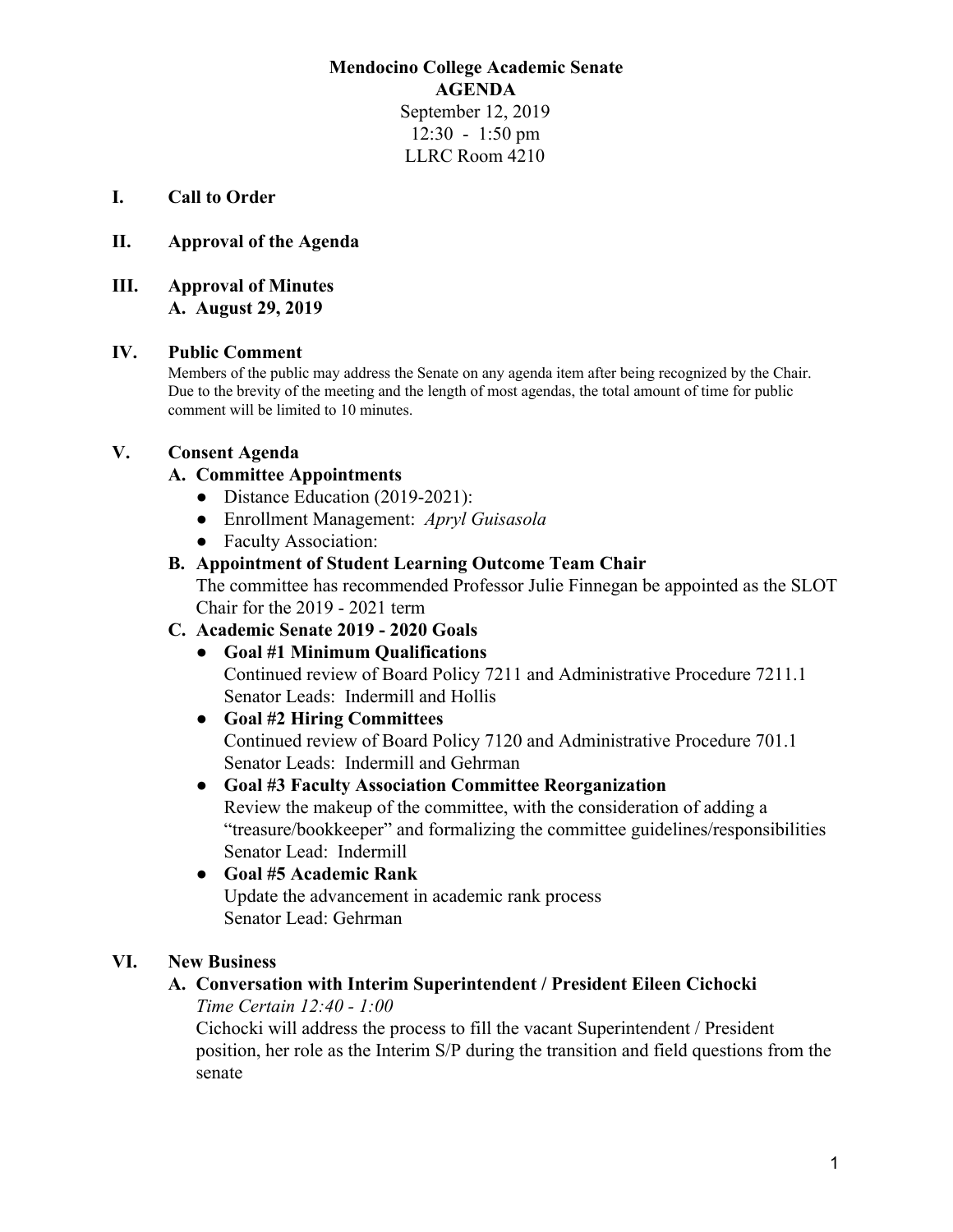**Mendocino College Academic Senate**
**AGENDA**
September 12, 2019
12:30 - 1:50 pm
LLRC Room 4210

## I. Call to Order

## II. Approval of the Agenda

## III. Approval of Minutes

**A. August 29, 2019**

## IV. Public Comment

Members of the public may address the Senate on any agenda item after being recognized by the Chair. Due to the brevity of the meeting and the length of most agendas, the total amount of time for public comment will be limited to 10 minutes.

## V. Consent Agenda

**A. Committee Appointments**

- Distance Education (2019-2021):
- Enrollment Management: *Apryl Guisasola*
- Faculty Association:

**B. Appointment of Student Learning Outcome Team Chair**

The committee has recommended Professor Julie Finnegan be appointed as the SLOT Chair for the 2019 - 2021 term

**C. Academic Senate 2019 - 2020 Goals**

- **Goal #1 Minimum Qualifications**
  Continued review of Board Policy 7211 and Administrative Procedure 7211.1
  Senator Leads: Indermill and Hollis
- **Goal #2 Hiring Committees**
  Continued review of Board Policy 7120 and Administrative Procedure 701.1
  Senator Leads: Indermill and Gehrman
- **Goal #3 Faculty Association Committee Reorganization**
  Review the makeup of the committee, with the consideration of adding a "treasure/bookkeeper" and formalizing the committee guidelines/responsibilities
  Senator Lead: Indermill
- **Goal #5 Academic Rank**
  Update the advancement in academic rank process
  Senator Lead: Gehrman

## VI. New Business

**A. Conversation with Interim Superintendent / President Eileen Cichocki**

*Time Certain 12:40 - 1:00*

Cichocki will address the process to fill the vacant Superintendent / President position, her role as the Interim S/P during the transition and field questions from the senate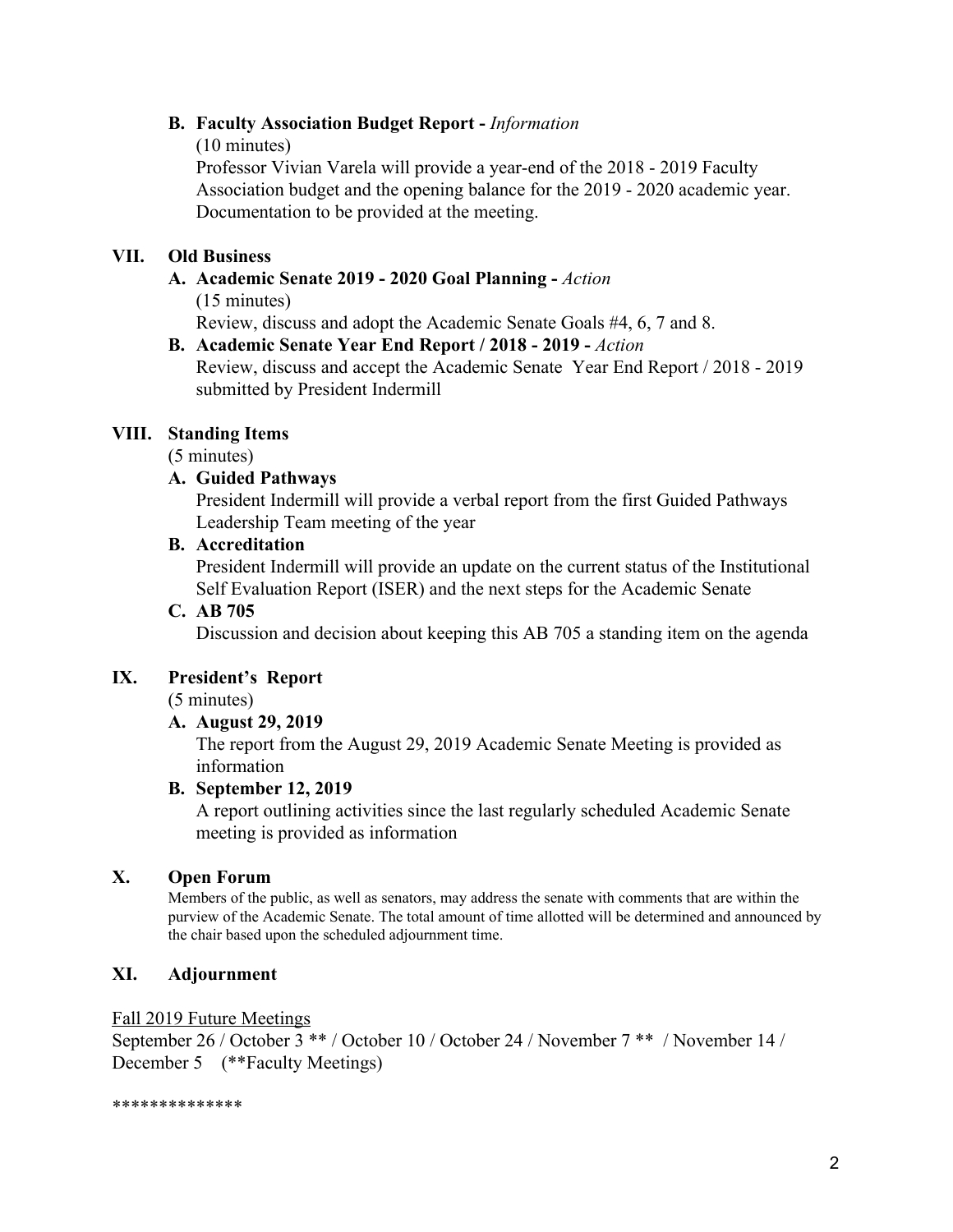**B. Faculty Association Budget Report -** *Information*
(10 minutes)
Professor Vivian Varela will provide a year-end of the 2018 - 2019 Faculty Association budget and the opening balance for the 2019 - 2020 academic year. Documentation to be provided at the meeting.

## VII. Old Business

**A. Academic Senate 2019 - 2020 Goal Planning -** *Action*
(15 minutes)
Review, discuss and adopt the Academic Senate Goals #4, 6, 7 and 8.

**B. Academic Senate Year End Report / 2018 - 2019 -** *Action*
Review, discuss and accept the Academic Senate Year End Report / 2018 - 2019 submitted by President Indermill

## VIII. Standing Items

(5 minutes)

**A. Guided Pathways**
President Indermill will provide a verbal report from the first Guided Pathways Leadership Team meeting of the year

**B. Accreditation**
President Indermill will provide an update on the current status of the Institutional Self Evaluation Report (ISER) and the next steps for the Academic Senate

**C. AB 705**
Discussion and decision about keeping this AB 705 a standing item on the agenda

## IX. President's Report

(5 minutes)

**A. August 29, 2019**
The report from the August 29, 2019 Academic Senate Meeting is provided as information

**B. September 12, 2019**
A report outlining activities since the last regularly scheduled Academic Senate meeting is provided as information

## X. Open Forum

Members of the public, as well as senators, may address the senate with comments that are within the purview of the Academic Senate. The total amount of time allotted will be determined and announced by the chair based upon the scheduled adjournment time.

## XI. Adjournment

Fall 2019 Future Meetings

September 26 / October 3 ** / October 10 / October 24 / November 7 ** / November 14 / December 5 (**Faculty Meetings)

**************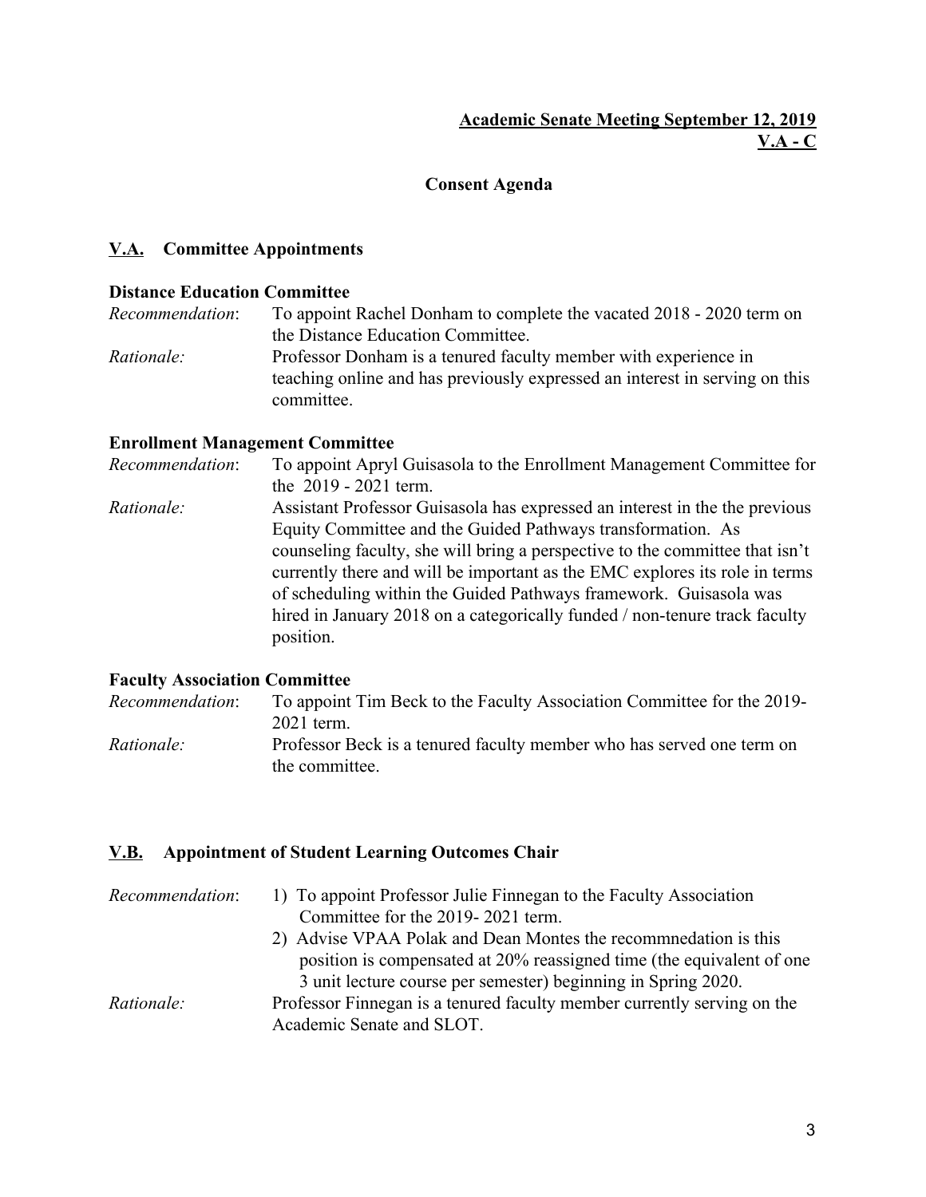**Academic Senate Meeting September 12, 2019**
**V.A - C**

## Consent Agenda

### V.A. Committee Appointments

**Distance Education Committee**

*Recommendation*: To appoint Rachel Donham to complete the vacated 2018 - 2020 term on the Distance Education Committee.

*Rationale:* Professor Donham is a tenured faculty member with experience in teaching online and has previously expressed an interest in serving on this committee.

**Enrollment Management Committee**

*Recommendation*: To appoint Apryl Guisasola to the Enrollment Management Committee for the 2019 - 2021 term.

*Rationale:* Assistant Professor Guisasola has expressed an interest in the the previous Equity Committee and the Guided Pathways transformation. As counseling faculty, she will bring a perspective to the committee that isn't currently there and will be important as the EMC explores its role in terms of scheduling within the Guided Pathways framework. Guisasola was hired in January 2018 on a categorically funded / non-tenure track faculty position.

**Faculty Association Committee**

*Recommendation*: To appoint Tim Beck to the Faculty Association Committee for the 2019-2021 term.

*Rationale:* Professor Beck is a tenured faculty member who has served one term on the committee.

### V.B. Appointment of Student Learning Outcomes Chair

*Recommendation*:
1) To appoint Professor Julie Finnegan to the Faculty Association Committee for the 2019- 2021 term.
2) Advise VPAA Polak and Dean Montes the recommnedation is this position is compensated at 20% reassigned time (the equivalent of one 3 unit lecture course per semester) beginning in Spring 2020.

*Rationale:* Professor Finnegan is a tenured faculty member currently serving on the Academic Senate and SLOT.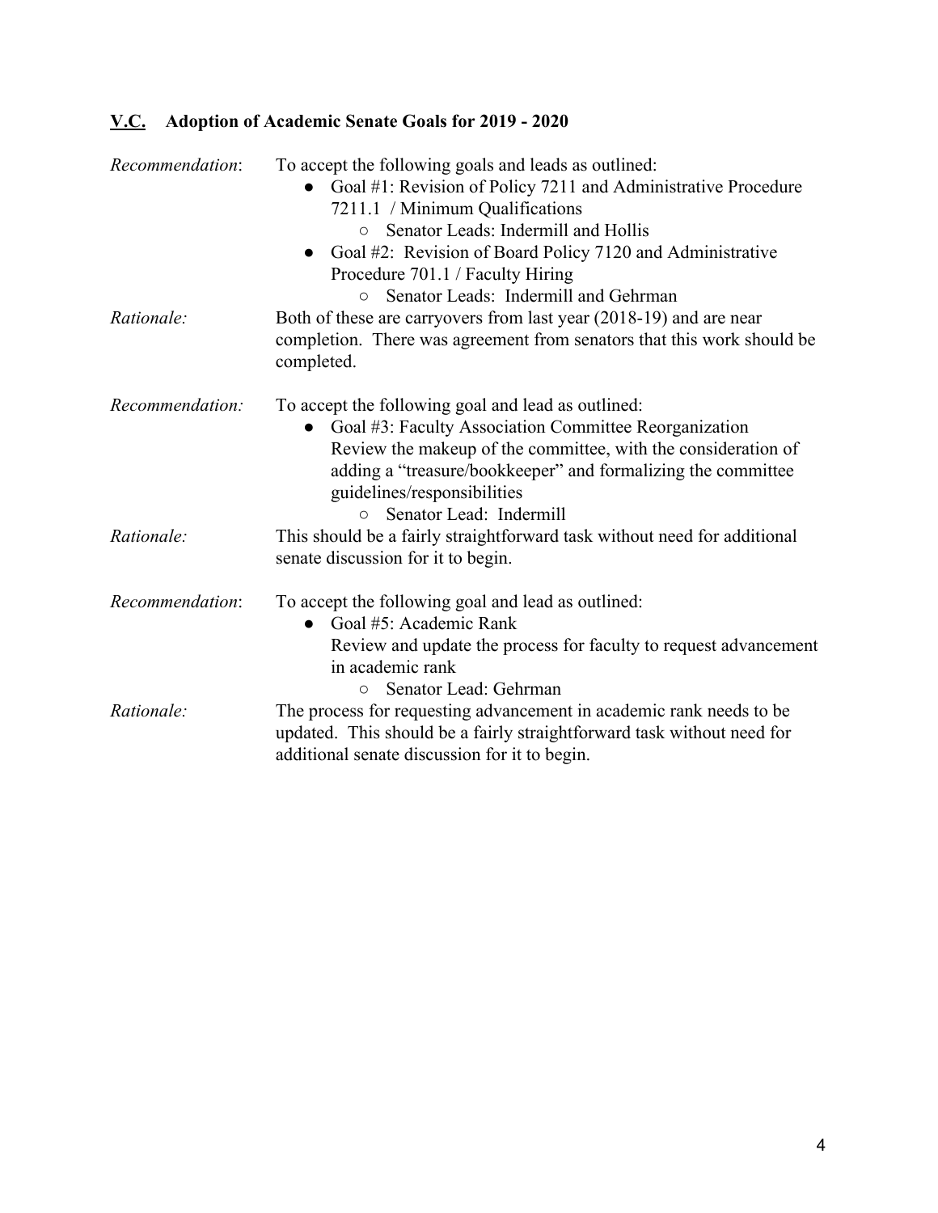## <u>V.C.</u> Adoption of Academic Senate Goals for 2019 - 2020

*Recommendation*: To accept the following goals and leads as outlined:

- Goal #1: Revision of Policy 7211 and Administrative Procedure 7211.1 / Minimum Qualifications
  - Senator Leads: Indermill and Hollis
- Goal #2: Revision of Board Policy 7120 and Administrative Procedure 701.1 / Faculty Hiring
  - Senator Leads: Indermill and Gehrman

*Rationale:* Both of these are carryovers from last year (2018-19) and are near completion. There was agreement from senators that this work should be completed.

*Recommendation:* To accept the following goal and lead as outlined:

- Goal #3: Faculty Association Committee Reorganization
  Review the makeup of the committee, with the consideration of adding a "treasure/bookkeeper" and formalizing the committee guidelines/responsibilities
  - Senator Lead: Indermill

*Rationale:* This should be a fairly straightforward task without need for additional senate discussion for it to begin.

*Recommendation*: To accept the following goal and lead as outlined:

- Goal #5: Academic Rank
  Review and update the process for faculty to request advancement in academic rank
  - Senator Lead: Gehrman

*Rationale:* The process for requesting advancement in academic rank needs to be updated. This should be a fairly straightforward task without need for additional senate discussion for it to begin.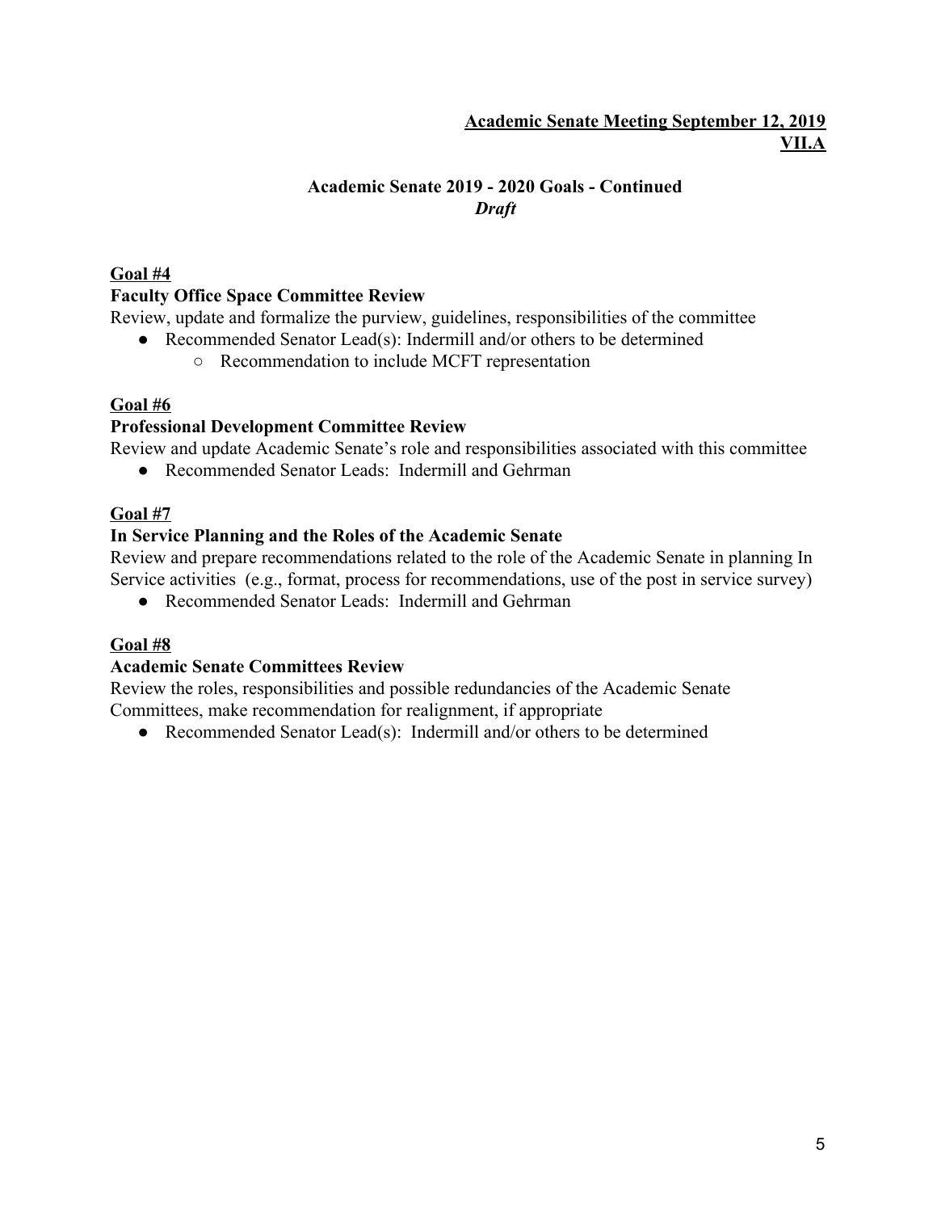**Academic Senate Meeting September 12, 2019**
**VII.A**

## Academic Senate 2019 - 2020 Goals - Continued
***Draft***

**Goal #4**

**Faculty Office Space Committee Review**

Review, update and formalize the purview, guidelines, responsibilities of the committee

- Recommended Senator Lead(s): Indermill and/or others to be determined
  - Recommendation to include MCFT representation

**Goal #6**

**Professional Development Committee Review**

Review and update Academic Senate's role and responsibilities associated with this committee

- Recommended Senator Leads: Indermill and Gehrman

**Goal #7**

**In Service Planning and the Roles of the Academic Senate**

Review and prepare recommendations related to the role of the Academic Senate in planning In Service activities (e.g., format, process for recommendations, use of the post in service survey)

- Recommended Senator Leads: Indermill and Gehrman

**Goal #8**

**Academic Senate Committees Review**

Review the roles, responsibilities and possible redundancies of the Academic Senate Committees, make recommendation for realignment, if appropriate

- Recommended Senator Lead(s): Indermill and/or others to be determined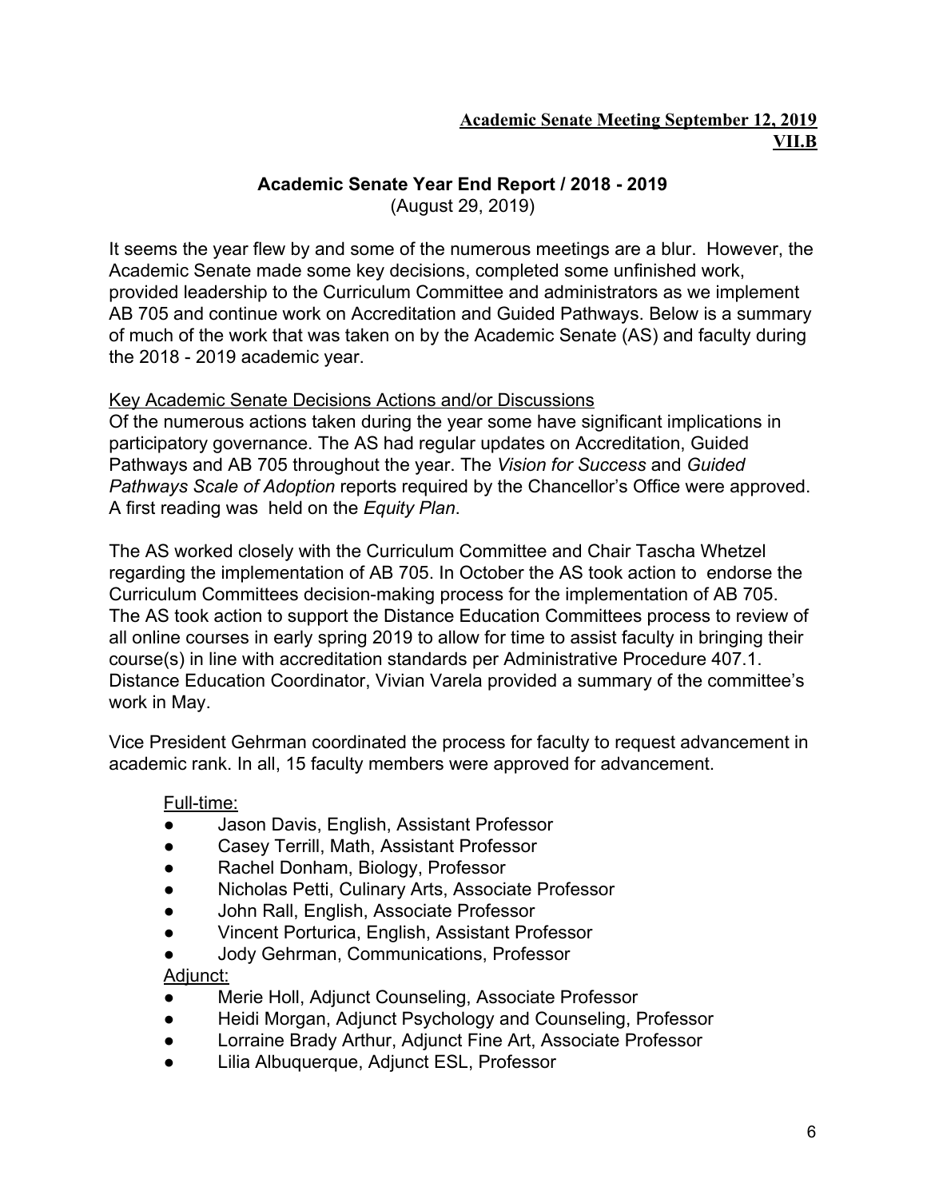**Academic Senate Meeting September 12, 2019**
**VII.B**

### Academic Senate Year End Report / 2018 - 2019

(August 29, 2019)

It seems the year flew by and some of the numerous meetings are a blur. However, the Academic Senate made some key decisions, completed some unfinished work, provided leadership to the Curriculum Committee and administrators as we implement AB 705 and continue work on Accreditation and Guided Pathways. Below is a summary of much of the work that was taken on by the Academic Senate (AS) and faculty during the 2018 - 2019 academic year.

Key Academic Senate Decisions Actions and/or Discussions

Of the numerous actions taken during the year some have significant implications in participatory governance. The AS had regular updates on Accreditation, Guided Pathways and AB 705 throughout the year. The *Vision for Success* and *Guided Pathways Scale of Adoption* reports required by the Chancellor's Office were approved. A first reading was held on the *Equity Plan*.

The AS worked closely with the Curriculum Committee and Chair Tascha Whetzel regarding the implementation of AB 705. In October the AS took action to endorse the Curriculum Committees decision-making process for the implementation of AB 705. The AS took action to support the Distance Education Committees process to review of all online courses in early spring 2019 to allow for time to assist faculty in bringing their course(s) in line with accreditation standards per Administrative Procedure 407.1. Distance Education Coordinator, Vivian Varela provided a summary of the committee's work in May.

Vice President Gehrman coordinated the process for faculty to request advancement in academic rank. In all, 15 faculty members were approved for advancement.

Full-time:

- Jason Davis, English, Assistant Professor
- Casey Terrill, Math, Assistant Professor
- Rachel Donham, Biology, Professor
- Nicholas Petti, Culinary Arts, Associate Professor
- John Rall, English, Associate Professor
- Vincent Porturica, English, Assistant Professor
- Jody Gehrman, Communications, Professor

Adjunct:

- Merie Holl, Adjunct Counseling, Associate Professor
- Heidi Morgan, Adjunct Psychology and Counseling, Professor
- Lorraine Brady Arthur, Adjunct Fine Art, Associate Professor
- Lilia Albuquerque, Adjunct ESL, Professor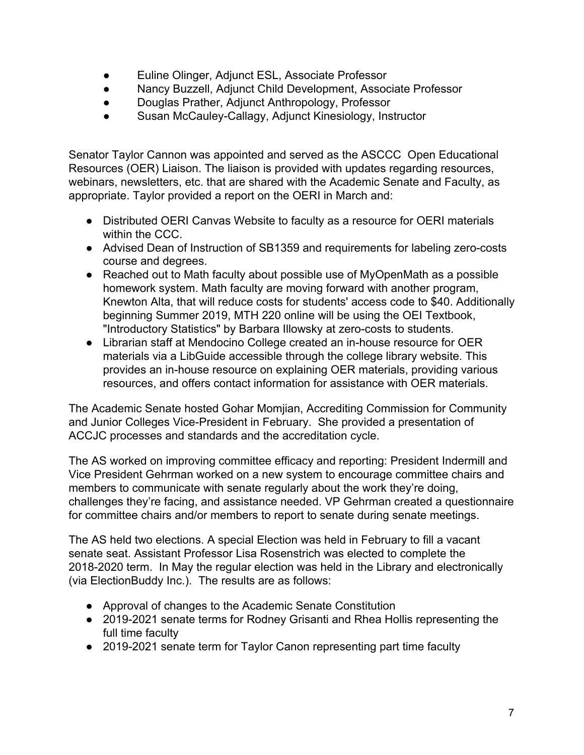- Euline Olinger, Adjunct ESL, Associate Professor
- Nancy Buzzell, Adjunct Child Development, Associate Professor
- Douglas Prather, Adjunct Anthropology, Professor
- Susan McCauley-Callagy, Adjunct Kinesiology, Instructor

Senator Taylor Cannon was appointed and served as the ASCCC Open Educational Resources (OER) Liaison. The liaison is provided with updates regarding resources, webinars, newsletters, etc. that are shared with the Academic Senate and Faculty, as appropriate. Taylor provided a report on the OERI in March and:

- Distributed OERI Canvas Website to faculty as a resource for OERI materials within the CCC.
- Advised Dean of Instruction of SB1359 and requirements for labeling zero-costs course and degrees.
- Reached out to Math faculty about possible use of MyOpenMath as a possible homework system. Math faculty are moving forward with another program, Knewton Alta, that will reduce costs for students' access code to $40. Additionally beginning Summer 2019, MTH 220 online will be using the OEI Textbook, "Introductory Statistics" by Barbara Illowsky at zero-costs to students.
- Librarian staff at Mendocino College created an in-house resource for OER materials via a LibGuide accessible through the college library website. This provides an in-house resource on explaining OER materials, providing various resources, and offers contact information for assistance with OER materials.

The Academic Senate hosted Gohar Momjian, Accrediting Commission for Community and Junior Colleges Vice-President in February. She provided a presentation of ACCJC processes and standards and the accreditation cycle.

The AS worked on improving committee efficacy and reporting: President Indermill and Vice President Gehrman worked on a new system to encourage committee chairs and members to communicate with senate regularly about the work they're doing, challenges they're facing, and assistance needed. VP Gehrman created a questionnaire for committee chairs and/or members to report to senate during senate meetings.

The AS held two elections. A special Election was held in February to fill a vacant senate seat. Assistant Professor Lisa Rosenstrich was elected to complete the 2018-2020 term. In May the regular election was held in the Library and electronically (via ElectionBuddy Inc.). The results are as follows:

- Approval of changes to the Academic Senate Constitution
- 2019-2021 senate terms for Rodney Grisanti and Rhea Hollis representing the full time faculty
- 2019-2021 senate term for Taylor Canon representing part time faculty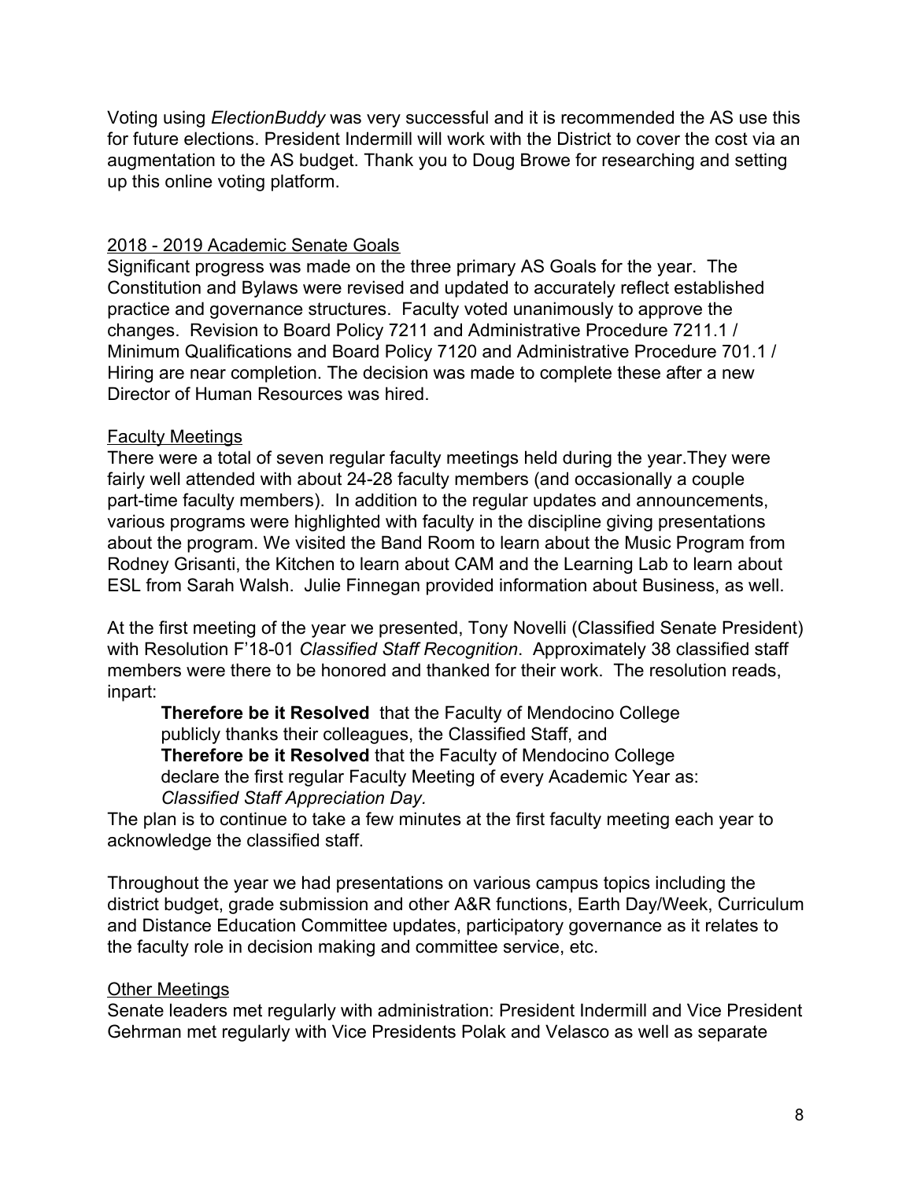Voting using *ElectionBuddy* was very successful and it is recommended the AS use this for future elections. President Indermill will work with the District to cover the cost via an augmentation to the AS budget. Thank you to Doug Browe for researching and setting up this online voting platform.

<u>2018 - 2019 Academic Senate Goals</u>

Significant progress was made on the three primary AS Goals for the year. The Constitution and Bylaws were revised and updated to accurately reflect established practice and governance structures. Faculty voted unanimously to approve the changes. Revision to Board Policy 7211 and Administrative Procedure 7211.1 / Minimum Qualifications and Board Policy 7120 and Administrative Procedure 701.1 / Hiring are near completion. The decision was made to complete these after a new Director of Human Resources was hired.

<u>Faculty Meetings</u>

There were a total of seven regular faculty meetings held during the year.They were fairly well attended with about 24-28 faculty members (and occasionally a couple part-time faculty members). In addition to the regular updates and announcements, various programs were highlighted with faculty in the discipline giving presentations about the program. We visited the Band Room to learn about the Music Program from Rodney Grisanti, the Kitchen to learn about CAM and the Learning Lab to learn about ESL from Sarah Walsh. Julie Finnegan provided information about Business, as well.

At the first meeting of the year we presented, Tony Novelli (Classified Senate President) with Resolution F'18-01 *Classified Staff Recognition*. Approximately 38 classified staff members were there to be honored and thanked for their work. The resolution reads, inpart:

> **Therefore be it Resolved** that the Faculty of Mendocino College publicly thanks their colleagues, the Classified Staff, and
> **Therefore be it Resolved** that the Faculty of Mendocino College declare the first regular Faculty Meeting of every Academic Year as: *Classified Staff Appreciation Day.*

The plan is to continue to take a few minutes at the first faculty meeting each year to acknowledge the classified staff.

Throughout the year we had presentations on various campus topics including the district budget, grade submission and other A&R functions, Earth Day/Week, Curriculum and Distance Education Committee updates, participatory governance as it relates to the faculty role in decision making and committee service, etc.

<u>Other Meetings</u>

Senate leaders met regularly with administration: President Indermill and Vice President Gehrman met regularly with Vice Presidents Polak and Velasco as well as separate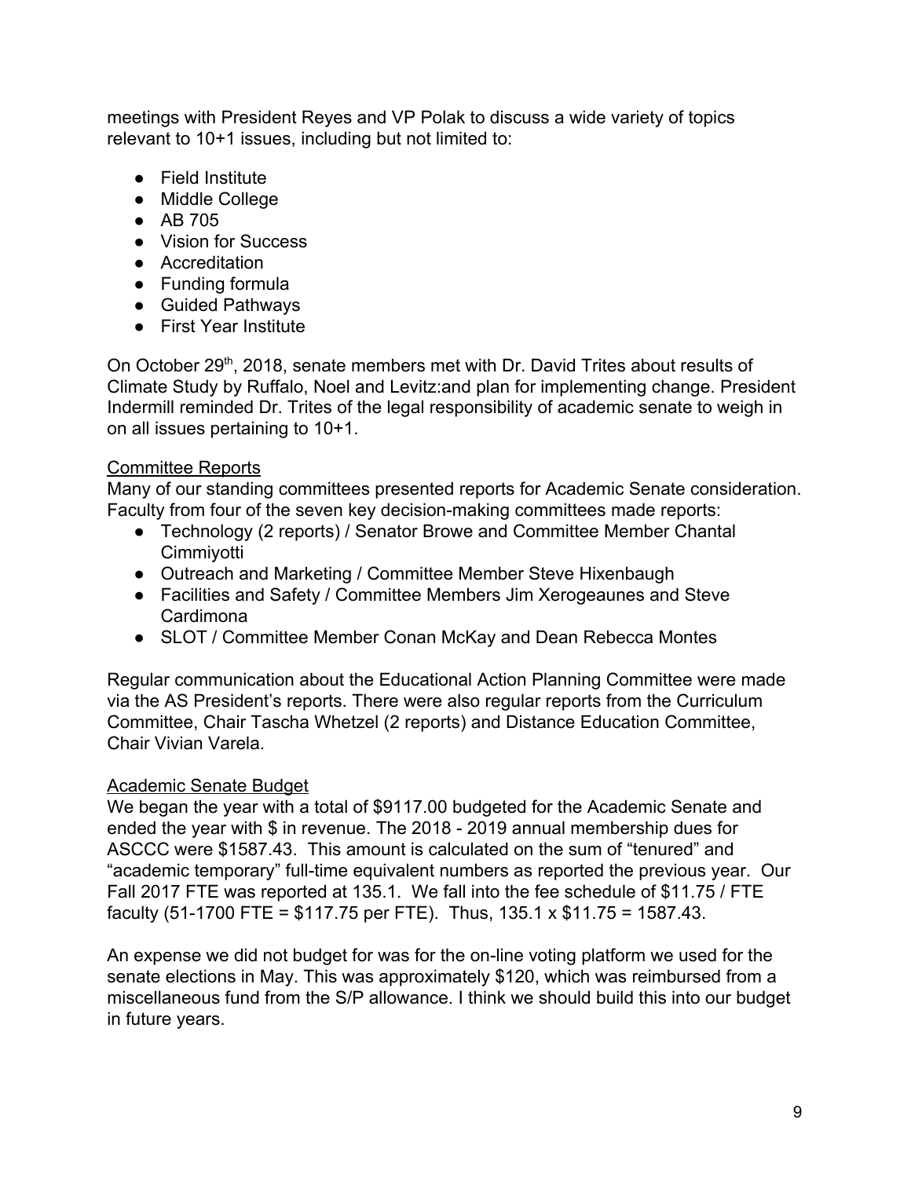meetings with President Reyes and VP Polak to discuss a wide variety of topics relevant to 10+1 issues, including but not limited to:

- Field Institute
- Middle College
- AB 705
- Vision for Success
- Accreditation
- Funding formula
- Guided Pathways
- First Year Institute

On October 29th, 2018, senate members met with Dr. David Trites about results of Climate Study by Ruffalo, Noel and Levitz:and plan for implementing change. President Indermill reminded Dr. Trites of the legal responsibility of academic senate to weigh in on all issues pertaining to 10+1.

Committee Reports

Many of our standing committees presented reports for Academic Senate consideration. Faculty from four of the seven key decision-making committees made reports:

- Technology (2 reports) / Senator Browe and Committee Member Chantal Cimmiyotti
- Outreach and Marketing / Committee Member Steve Hixenbaugh
- Facilities and Safety / Committee Members Jim Xerogeaunes and Steve Cardimona
- SLOT / Committee Member Conan McKay and Dean Rebecca Montes

Regular communication about the Educational Action Planning Committee were made via the AS President's reports. There were also regular reports from the Curriculum Committee, Chair Tascha Whetzel (2 reports) and Distance Education Committee, Chair Vivian Varela.

Academic Senate Budget

We began the year with a total of $9117.00 budgeted for the Academic Senate and ended the year with $ in revenue. The 2018 - 2019 annual membership dues for ASCCC were $1587.43. This amount is calculated on the sum of "tenured" and "academic temporary" full-time equivalent numbers as reported the previous year. Our Fall 2017 FTE was reported at 135.1. We fall into the fee schedule of $11.75 / FTE faculty (51-1700 FTE = $117.75 per FTE). Thus, 135.1 x $11.75 = 1587.43.

An expense we did not budget for was for the on-line voting platform we used for the senate elections in May. This was approximately $120, which was reimbursed from a miscellaneous fund from the S/P allowance. I think we should build this into our budget in future years.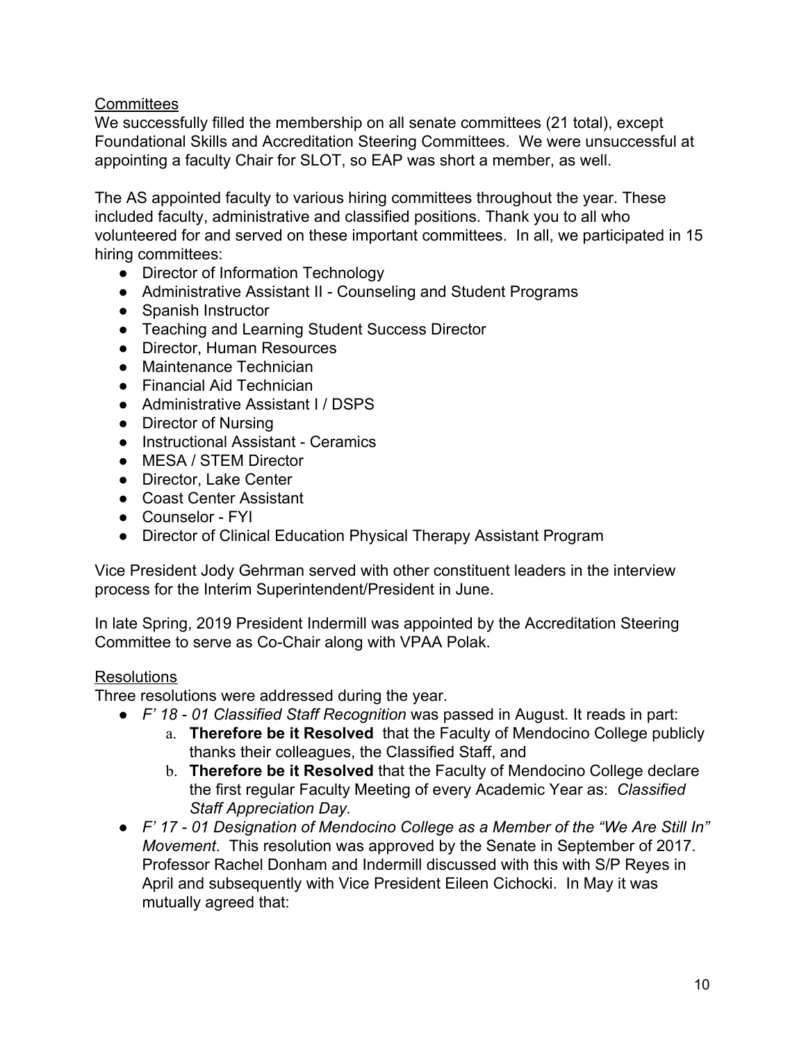## Committees

We successfully filled the membership on all senate committees (21 total), except Foundational Skills and Accreditation Steering Committees. We were unsuccessful at appointing a faculty Chair for SLOT, so EAP was short a member, as well.

The AS appointed faculty to various hiring committees throughout the year. These included faculty, administrative and classified positions. Thank you to all who volunteered for and served on these important committees. In all, we participated in 15 hiring committees:

- Director of Information Technology
- Administrative Assistant II - Counseling and Student Programs
- Spanish Instructor
- Teaching and Learning Student Success Director
- Director, Human Resources
- Maintenance Technician
- Financial Aid Technician
- Administrative Assistant I / DSPS
- Director of Nursing
- Instructional Assistant - Ceramics
- MESA / STEM Director
- Director, Lake Center
- Coast Center Assistant
- Counselor - FYI
- Director of Clinical Education Physical Therapy Assistant Program

Vice President Jody Gehrman served with other constituent leaders in the interview process for the Interim Superintendent/President in June.

In late Spring, 2019 President Indermill was appointed by the Accreditation Steering Committee to serve as Co-Chair along with VPAA Polak.

## Resolutions

Three resolutions were addressed during the year.

- *F' 18 - 01 Classified Staff Recognition* was passed in August. It reads in part:
    a. **Therefore be it Resolved** that the Faculty of Mendocino College publicly thanks their colleagues, the Classified Staff, and
    b. **Therefore be it Resolved** that the Faculty of Mendocino College declare the first regular Faculty Meeting of every Academic Year as: *Classified Staff Appreciation Day.*
- *F' 17 - 01 Designation of Mendocino College as a Member of the "We Are Still In" Movement*. This resolution was approved by the Senate in September of 2017. Professor Rachel Donham and Indermill discussed with this with S/P Reyes in April and subsequently with Vice President Eileen Cichocki. In May it was mutually agreed that: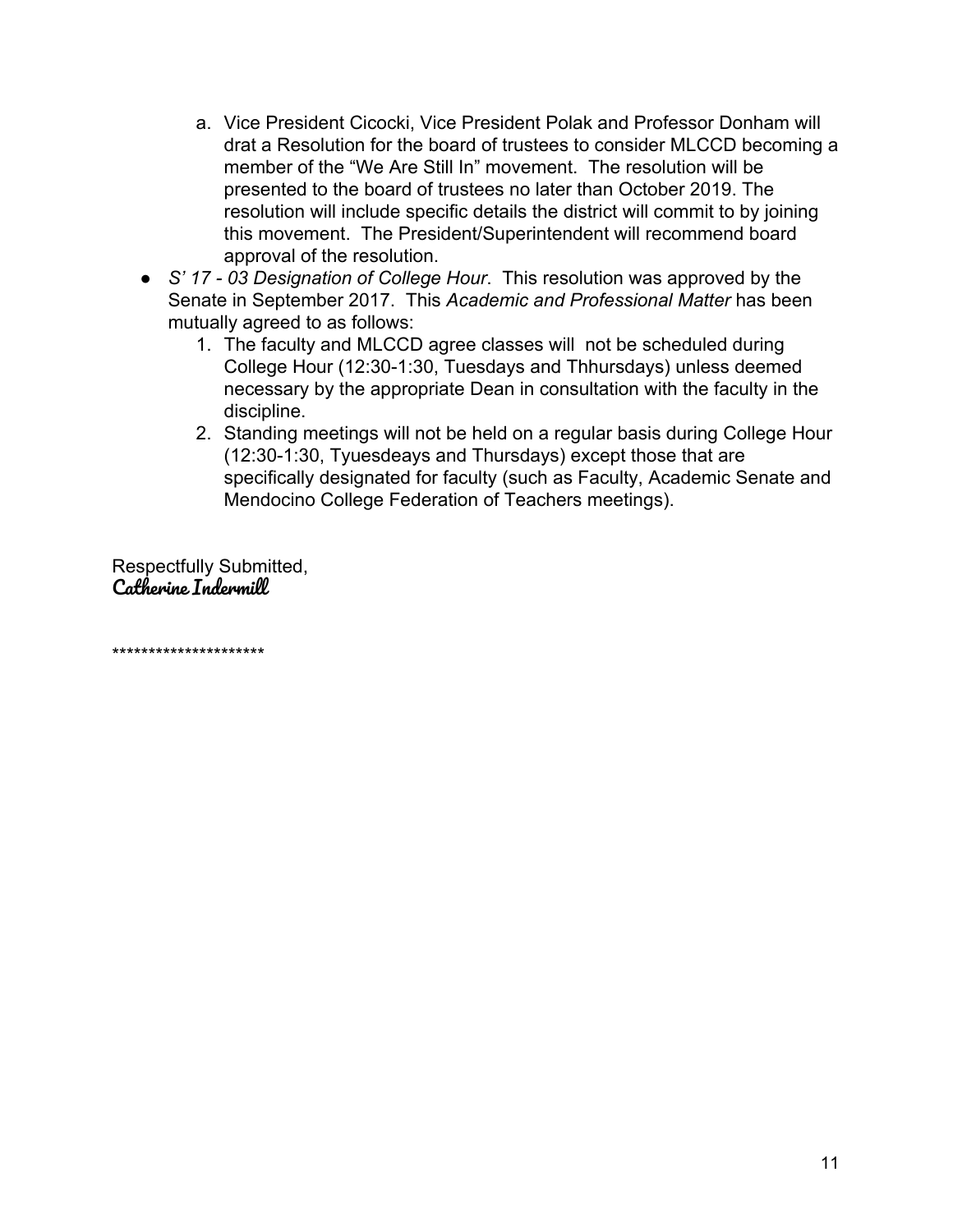a. Vice President Cicocki, Vice President Polak and Professor Donham will drat a Resolution for the board of trustees to consider MLCCD becoming a member of the "We Are Still In" movement. The resolution will be presented to the board of trustees no later than October 2019. The resolution will include specific details the district will commit to by joining this movement. The President/Superintendent will recommend board approval of the resolution.

- *S' 17 - 03 Designation of College Hour*. This resolution was approved by the Senate in September 2017. This *Academic and Professional Matter* has been mutually agreed to as follows:
   1. The faculty and MLCCD agree classes will not be scheduled during College Hour (12:30-1:30, Tuesdays and Thhursdays) unless deemed necessary by the appropriate Dean in consultation with the faculty in the discipline.
   2. Standing meetings will not be held on a regular basis during College Hour (12:30-1:30, Tyuesdeays and Thursdays) except those that are specifically designated for faculty (such as Faculty, Academic Senate and Mendocino College Federation of Teachers meetings).

Respectfully Submitted,
**Catherine Indermill**

*********************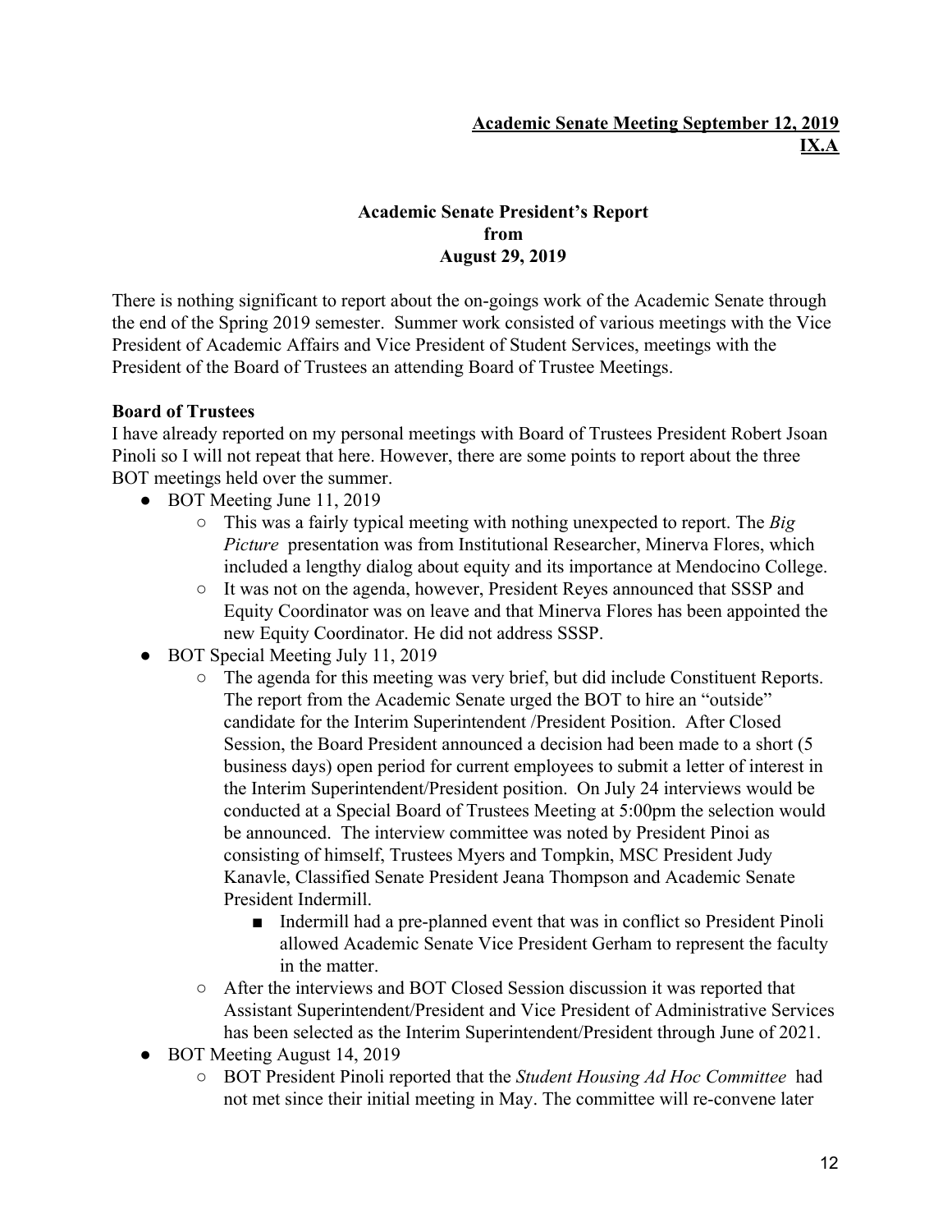**Academic Senate Meeting September 12, 2019**
**IX.A**

**Academic Senate President's Report**
**from**
**August 29, 2019**

There is nothing significant to report about the on-goings work of the Academic Senate through the end of the Spring 2019 semester. Summer work consisted of various meetings with the Vice President of Academic Affairs and Vice President of Student Services, meetings with the President of the Board of Trustees an attending Board of Trustee Meetings.

**Board of Trustees**

I have already reported on my personal meetings with Board of Trustees President Robert Jsoan Pinoli so I will not repeat that here. However, there are some points to report about the three BOT meetings held over the summer.

- BOT Meeting June 11, 2019
  - This was a fairly typical meeting with nothing unexpected to report. The *Big Picture* presentation was from Institutional Researcher, Minerva Flores, which included a lengthy dialog about equity and its importance at Mendocino College.
  - It was not on the agenda, however, President Reyes announced that SSSP and Equity Coordinator was on leave and that Minerva Flores has been appointed the new Equity Coordinator. He did not address SSSP.
- BOT Special Meeting July 11, 2019
  - The agenda for this meeting was very brief, but did include Constituent Reports. The report from the Academic Senate urged the BOT to hire an "outside" candidate for the Interim Superintendent /President Position. After Closed Session, the Board President announced a decision had been made to a short (5 business days) open period for current employees to submit a letter of interest in the Interim Superintendent/President position. On July 24 interviews would be conducted at a Special Board of Trustees Meeting at 5:00pm the selection would be announced. The interview committee was noted by President Pinoi as consisting of himself, Trustees Myers and Tompkin, MSC President Judy Kanavle, Classified Senate President Jeana Thompson and Academic Senate President Indermill.
    - Indermill had a pre-planned event that was in conflict so President Pinoli allowed Academic Senate Vice President Gerham to represent the faculty in the matter.
  - After the interviews and BOT Closed Session discussion it was reported that Assistant Superintendent/President and Vice President of Administrative Services has been selected as the Interim Superintendent/President through June of 2021.
- BOT Meeting August 14, 2019
  - BOT President Pinoli reported that the *Student Housing Ad Hoc Committee* had not met since their initial meeting in May. The committee will re-convene later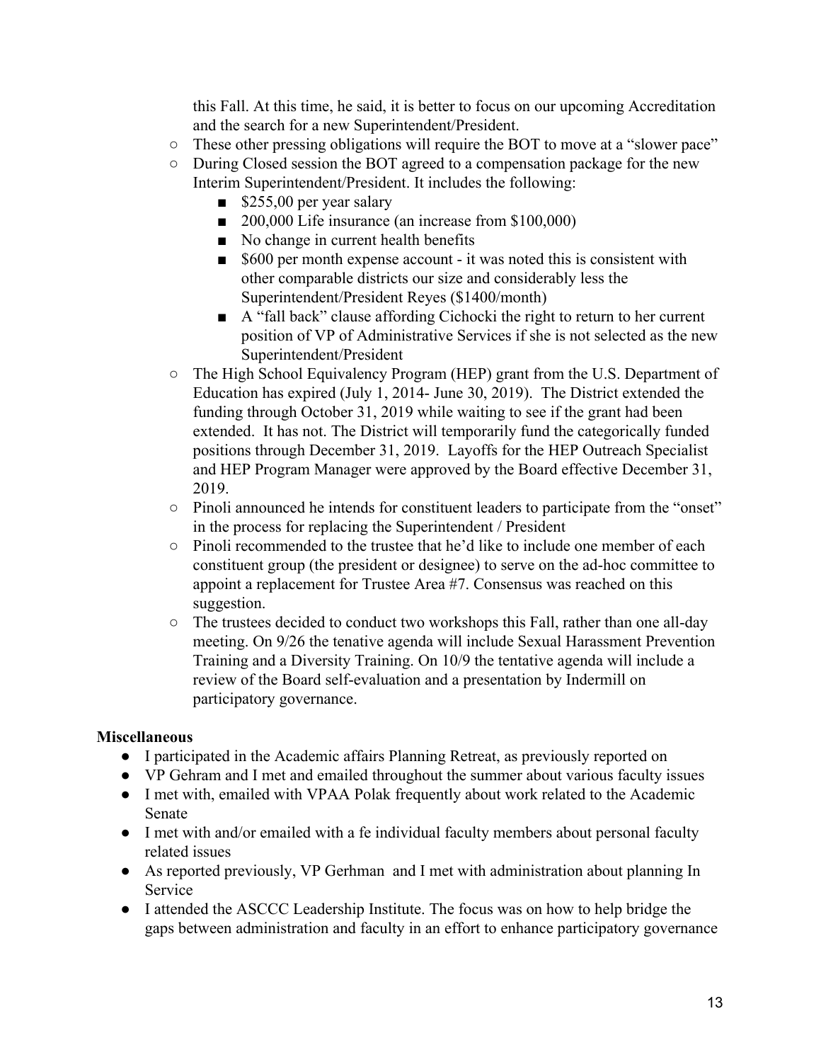this Fall. At this time, he said, it is better to focus on our upcoming Accreditation and the search for a new Superintendent/President.

- These other pressing obligations will require the BOT to move at a "slower pace"
- During Closed session the BOT agreed to a compensation package for the new Interim Superintendent/President. It includes the following:
  - $255,00 per year salary
  - 200,000 Life insurance (an increase from $100,000)
  - No change in current health benefits
  - $600 per month expense account - it was noted this is consistent with other comparable districts our size and considerably less the Superintendent/President Reyes ($1400/month)
  - A "fall back" clause affording Cichocki the right to return to her current position of VP of Administrative Services if she is not selected as the new Superintendent/President
- The High School Equivalency Program (HEP) grant from the U.S. Department of Education has expired (July 1, 2014- June 30, 2019). The District extended the funding through October 31, 2019 while waiting to see if the grant had been extended. It has not. The District will temporarily fund the categorically funded positions through December 31, 2019. Layoffs for the HEP Outreach Specialist and HEP Program Manager were approved by the Board effective December 31, 2019.
- Pinoli announced he intends for constituent leaders to participate from the "onset" in the process for replacing the Superintendent / President
- Pinoli recommended to the trustee that he'd like to include one member of each constituent group (the president or designee) to serve on the ad-hoc committee to appoint a replacement for Trustee Area #7. Consensus was reached on this suggestion.
- The trustees decided to conduct two workshops this Fall, rather than one all-day meeting. On 9/26 the tenative agenda will include Sexual Harassment Prevention Training and a Diversity Training. On 10/9 the tentative agenda will include a review of the Board self-evaluation and a presentation by Indermill on participatory governance.

**Miscellaneous**

- I participated in the Academic affairs Planning Retreat, as previously reported on
- VP Gehram and I met and emailed throughout the summer about various faculty issues
- I met with, emailed with VPAA Polak frequently about work related to the Academic Senate
- I met with and/or emailed with a fe individual faculty members about personal faculty related issues
- As reported previously, VP Gerhman and I met with administration about planning In Service
- I attended the ASCCC Leadership Institute. The focus was on how to help bridge the gaps between administration and faculty in an effort to enhance participatory governance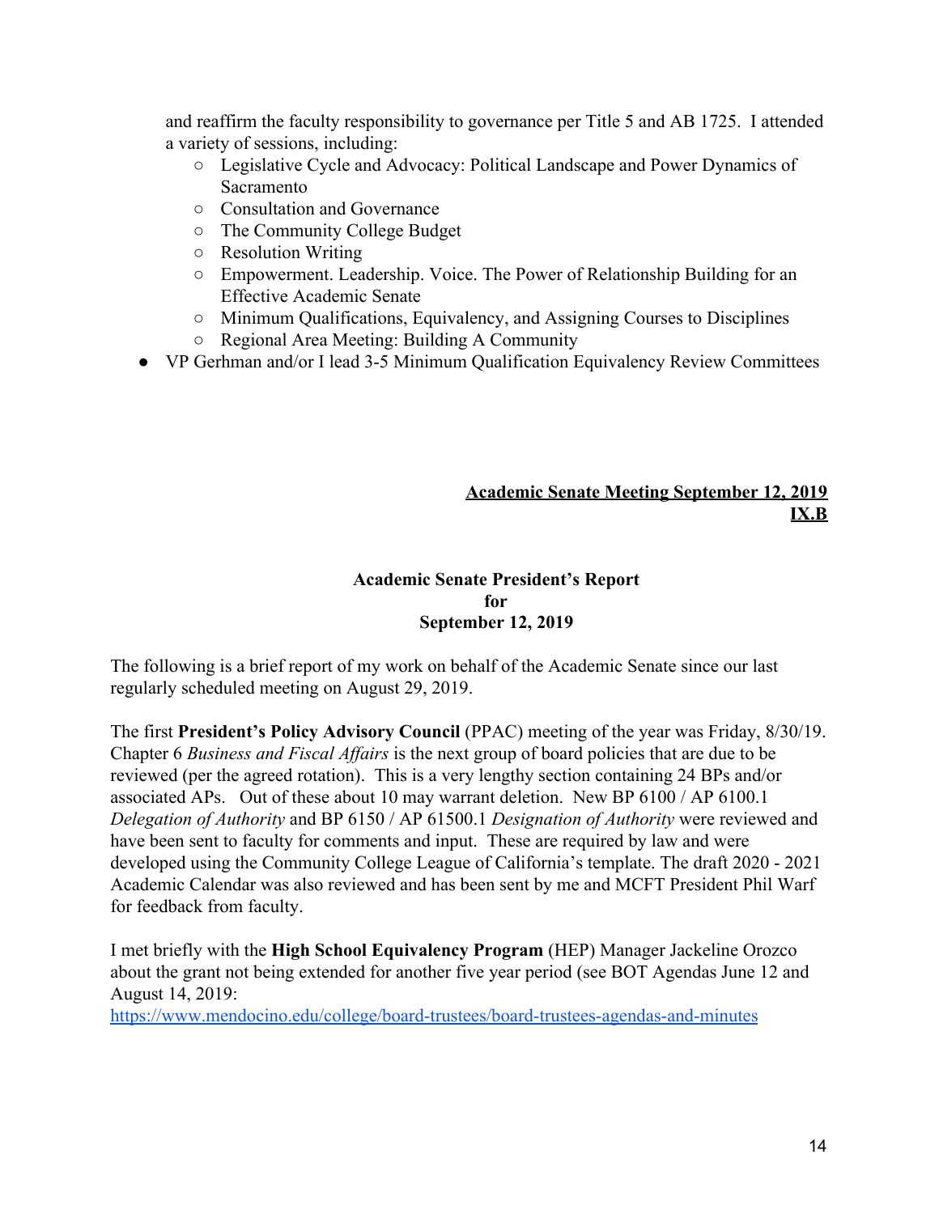and reaffirm the faculty responsibility to governance per Title 5 and AB 1725. I attended a variety of sessions, including:
  - Legislative Cycle and Advocacy: Political Landscape and Power Dynamics of Sacramento
  - Consultation and Governance
  - The Community College Budget
  - Resolution Writing
  - Empowerment. Leadership. Voice. The Power of Relationship Building for an Effective Academic Senate
  - Minimum Qualifications, Equivalency, and Assigning Courses to Disciplines
  - Regional Area Meeting: Building A Community
- VP Gerhman and/or I lead 3-5 Minimum Qualification Equivalency Review Committees

**Academic Senate Meeting September 12, 2019**
**IX.B**

## Academic Senate President's Report for September 12, 2019

The following is a brief report of my work on behalf of the Academic Senate since our last regularly scheduled meeting on August 29, 2019.

The first **President's Policy Advisory Council** (PPAC) meeting of the year was Friday, 8/30/19. Chapter 6 *Business and Fiscal Affairs* is the next group of board policies that are due to be reviewed (per the agreed rotation). This is a very lengthy section containing 24 BPs and/or associated APs. Out of these about 10 may warrant deletion. New BP 6100 / AP 6100.1 *Delegation of Authority* and BP 6150 / AP 61500.1 *Designation of Authority* were reviewed and have been sent to faculty for comments and input. These are required by law and were developed using the Community College League of California's template. The draft 2020 - 2021 Academic Calendar was also reviewed and has been sent by me and MCFT President Phil Warf for feedback from faculty.

I met briefly with the **High School Equivalency Program** (HEP) Manager Jackeline Orozco about the grant not being extended for another five year period (see BOT Agendas June 12 and August 14, 2019:
https://www.mendocino.edu/college/board-trustees/board-trustees-agendas-and-minutes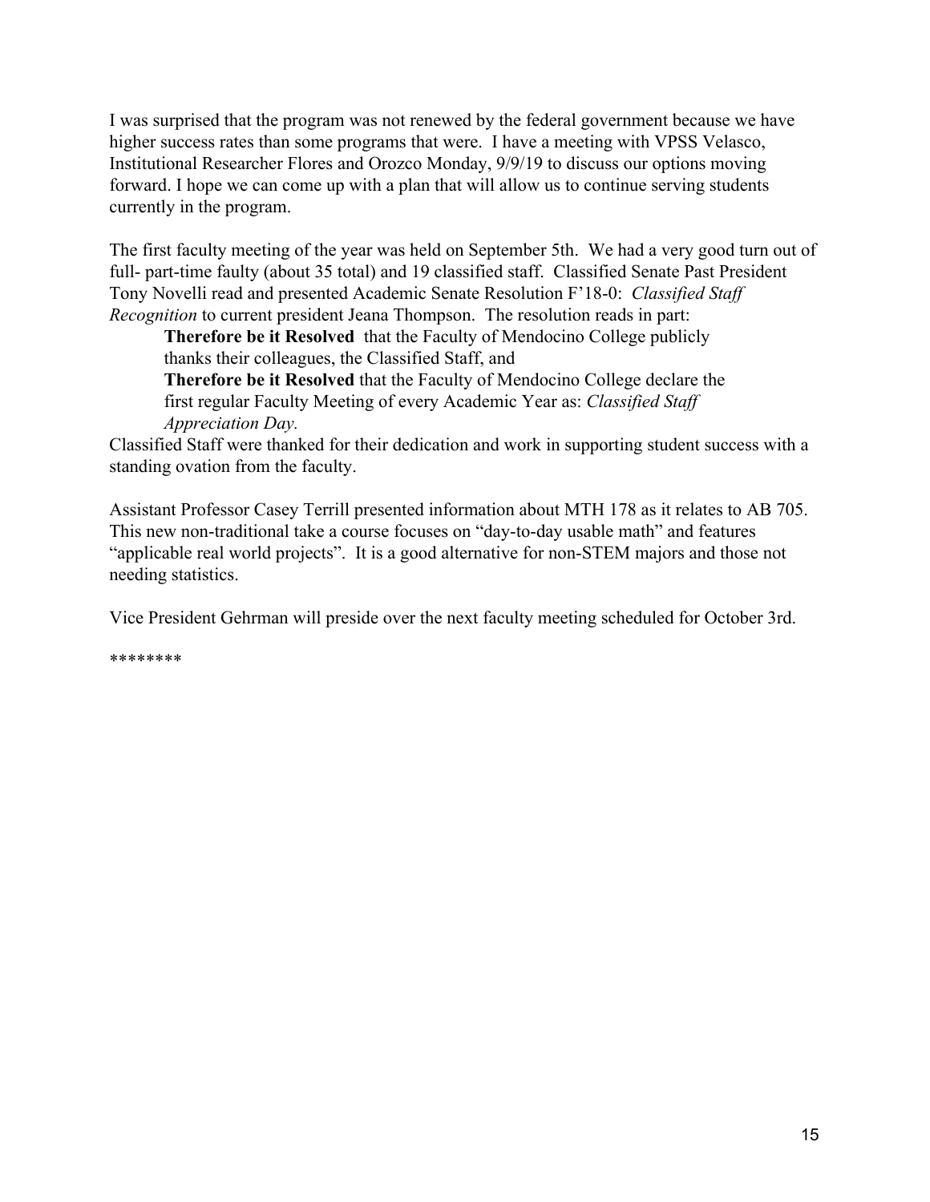I was surprised that the program was not renewed by the federal government because we have higher success rates than some programs that were. I have a meeting with VPSS Velasco, Institutional Researcher Flores and Orozco Monday, 9/9/19 to discuss our options moving forward. I hope we can come up with a plan that will allow us to continue serving students currently in the program.

The first faculty meeting of the year was held on September 5th. We had a very good turn out of full- part-time faulty (about 35 total) and 19 classified staff. Classified Senate Past President Tony Novelli read and presented Academic Senate Resolution F'18-0: *Classified Staff Recognition* to current president Jeana Thompson. The resolution reads in part:

> **Therefore be it Resolved** that the Faculty of Mendocino College publicly thanks their colleagues, the Classified Staff, and
>
> **Therefore be it Resolved** that the Faculty of Mendocino College declare the first regular Faculty Meeting of every Academic Year as: *Classified Staff Appreciation Day.*

Classified Staff were thanked for their dedication and work in supporting student success with a standing ovation from the faculty.

Assistant Professor Casey Terrill presented information about MTH 178 as it relates to AB 705. This new non-traditional take a course focuses on "day-to-day usable math" and features "applicable real world projects". It is a good alternative for non-STEM majors and those not needing statistics.

Vice President Gehrman will preside over the next faculty meeting scheduled for October 3rd.

********